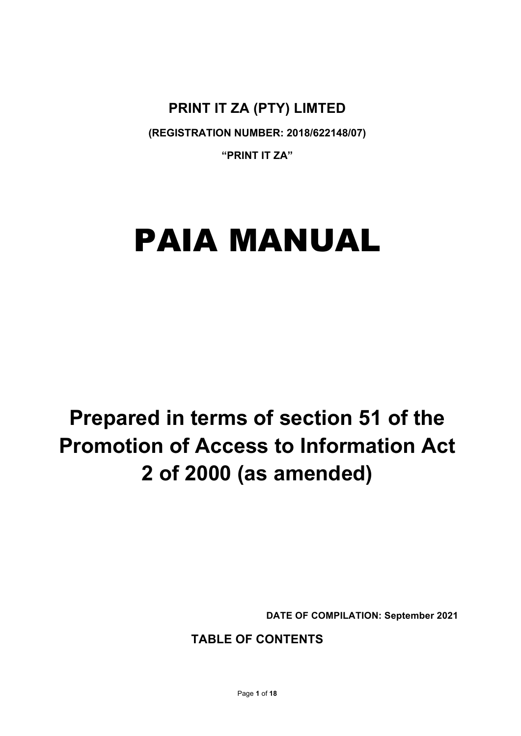**PRINT IT ZA (PTY) LIMTED**

**(REGISTRATION NUMBER: 2018/622148/07)**

**“PRINT IT ZA”**

# PAIA MANUAL

## Prepared in terms of section 51 of the Promotion of Access to Information Act 2 of 2000 (as amended)

**DATE OF COMPILATION: September 2021**

**TABLE OF CONTENTS**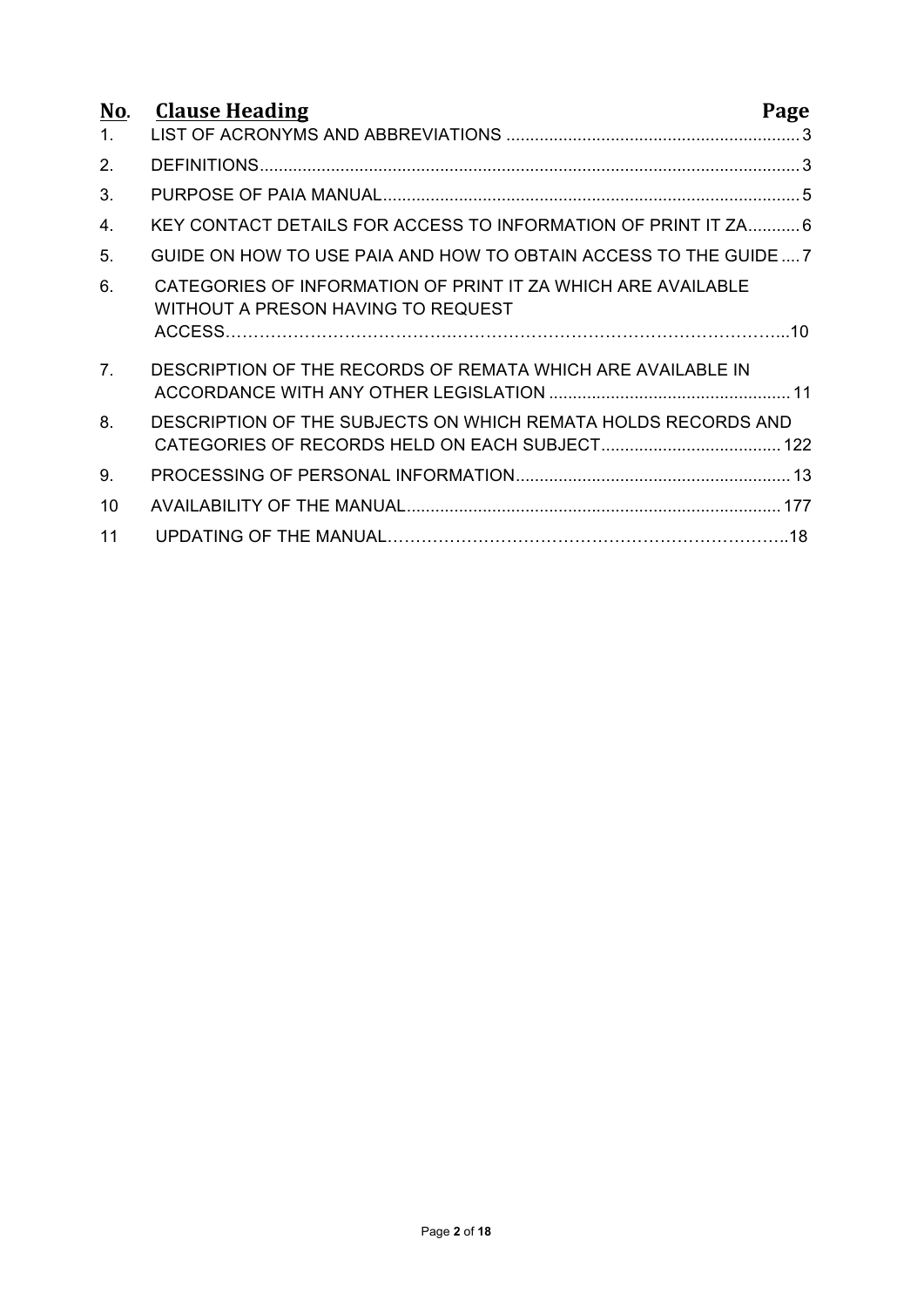| No. | Clause Heading | Page |
| --- | --- | --- |
| 1. | LIST OF ACRONYMS AND ABBREVIATIONS | 3 |
| 2. | DEFINITIONS | 3 |
| 3. | PURPOSE OF PAIA MANUAL | 5 |
| 4. | KEY CONTACT DETAILS FOR ACCESS TO INFORMATION OF PRINT IT ZA | 6 |
| 5. | GUIDE ON HOW TO USE PAIA AND HOW TO OBTAIN ACCESS TO THE GUIDE | 7 |
| 6. | CATEGORIES OF INFORMATION OF PRINT IT ZA WHICH ARE AVAILABLE WITHOUT A PRESON HAVING TO REQUEST ACCESS | 10 |
| 7. | DESCRIPTION OF THE RECORDS OF REMATA WHICH ARE AVAILABLE IN ACCORDANCE WITH ANY OTHER LEGISLATION | 11 |
| 8. | DESCRIPTION OF THE SUBJECTS ON WHICH REMATA HOLDS RECORDS AND CATEGORIES OF RECORDS HELD ON EACH SUBJECT | 122 |
| 9. | PROCESSING OF PERSONAL INFORMATION | 13 |
| 10 | AVAILABILITY OF THE MANUAL | 177 |
| 11 | UPDATING OF THE MANUAL | 18 |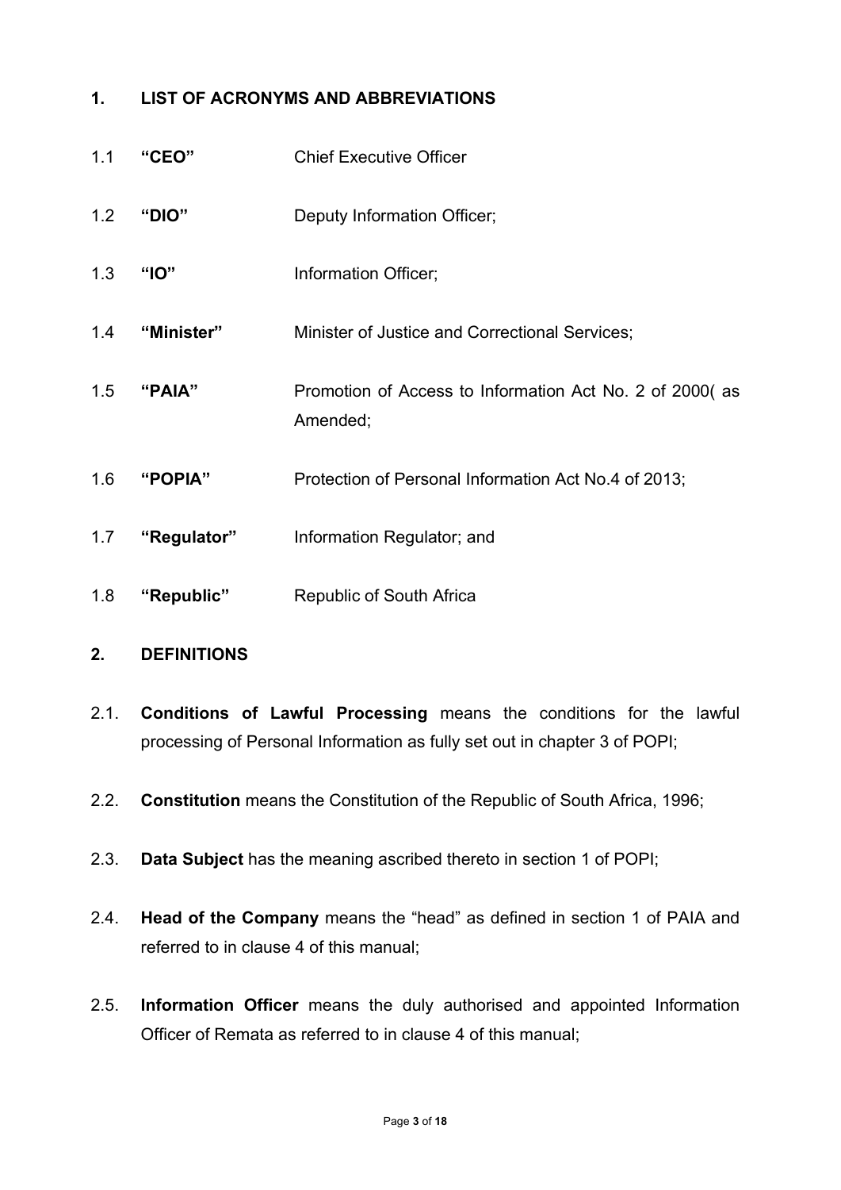## 1. LIST OF ACRONYMS AND ABBREVIATIONS

1.1 **"CEO"** Chief Executive Officer

1.2 **"DIO"** Deputy Information Officer;

1.3 **"IO"** Information Officer;

1.4 **"Minister"** Minister of Justice and Correctional Services;

1.5 **"PAIA"** Promotion of Access to Information Act No. 2 of 2000( as Amended;

1.6 **"POPIA"** Protection of Personal Information Act No.4 of 2013;

1.7 **"Regulator"** Information Regulator; and

1.8 **"Republic"** Republic of South Africa

## 2. DEFINITIONS

2.1. **Conditions of Lawful Processing** means the conditions for the lawful processing of Personal Information as fully set out in chapter 3 of POPI;

2.2. **Constitution** means the Constitution of the Republic of South Africa, 1996;

2.3. **Data Subject** has the meaning ascribed thereto in section 1 of POPI;

2.4. **Head of the Company** means the "head" as defined in section 1 of PAIA and referred to in clause 4 of this manual;

2.5. **Information Officer** means the duly authorised and appointed Information Officer of Remata as referred to in clause 4 of this manual;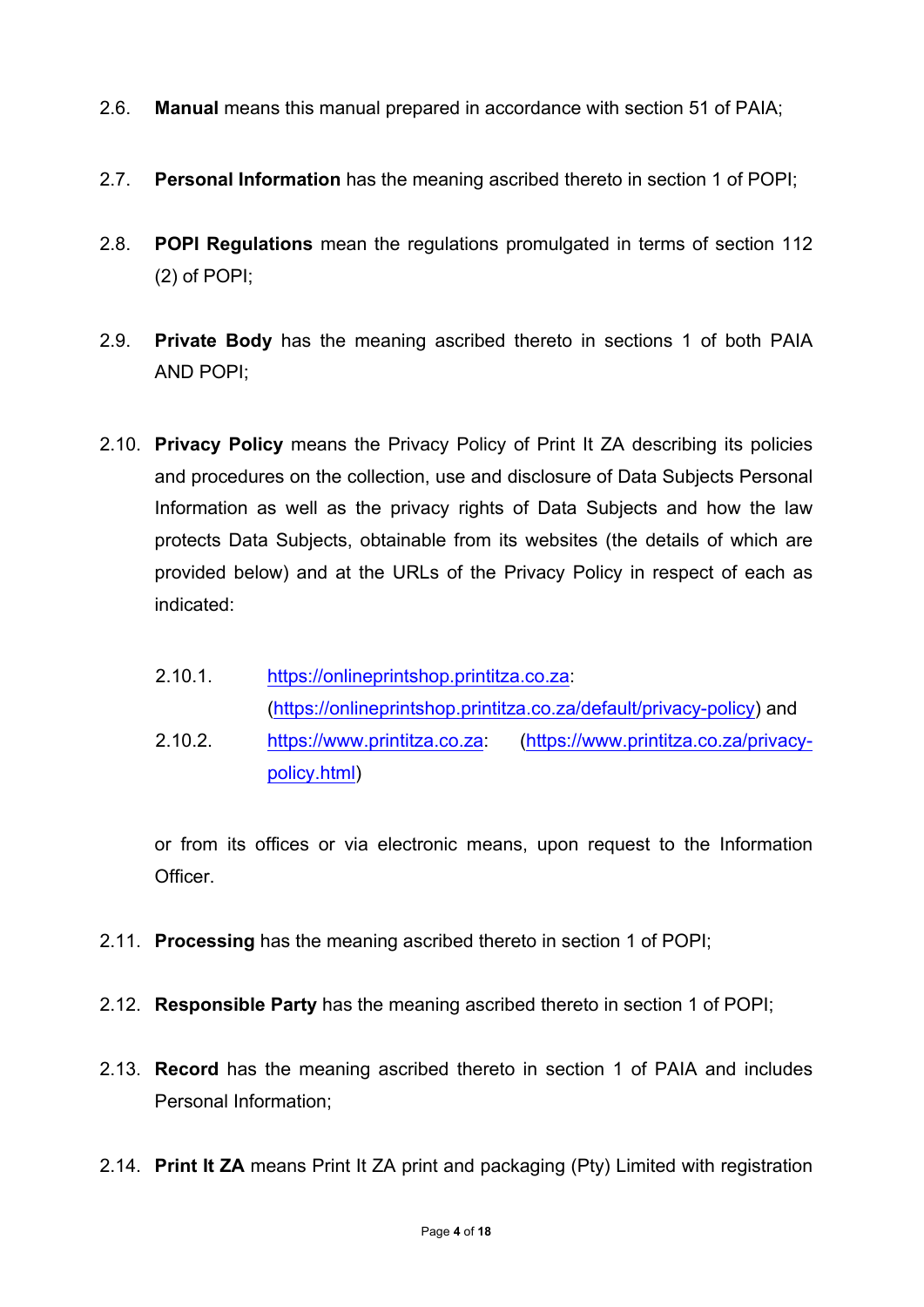2.6. **Manual** means this manual prepared in accordance with section 51 of PAIA;

2.7. **Personal Information** has the meaning ascribed thereto in section 1 of POPI;

2.8. **POPI Regulations** mean the regulations promulgated in terms of section 112 (2) of POPI;

2.9. **Private Body** has the meaning ascribed thereto in sections 1 of both PAIA AND POPI;

2.10. **Privacy Policy** means the Privacy Policy of Print It ZA describing its policies and procedures on the collection, use and disclosure of Data Subjects Personal Information as well as the privacy rights of Data Subjects and how the law protects Data Subjects, obtainable from its websites (the details of which are provided below) and at the URLs of the Privacy Policy in respect of each as indicated:

2.10.1. https://onlineprintshop.printitza.co.za: (https://onlineprintshop.printitza.co.za/default/privacy-policy) and

2.10.2. https://www.printitza.co.za: (https://www.printitza.co.za/privacy-policy.html)

or from its offices or via electronic means, upon request to the Information Officer.

2.11. **Processing** has the meaning ascribed thereto in section 1 of POPI;

2.12. **Responsible Party** has the meaning ascribed thereto in section 1 of POPI;

2.13. **Record** has the meaning ascribed thereto in section 1 of PAIA and includes Personal Information;

2.14. **Print It ZA** means Print It ZA print and packaging (Pty) Limited with registration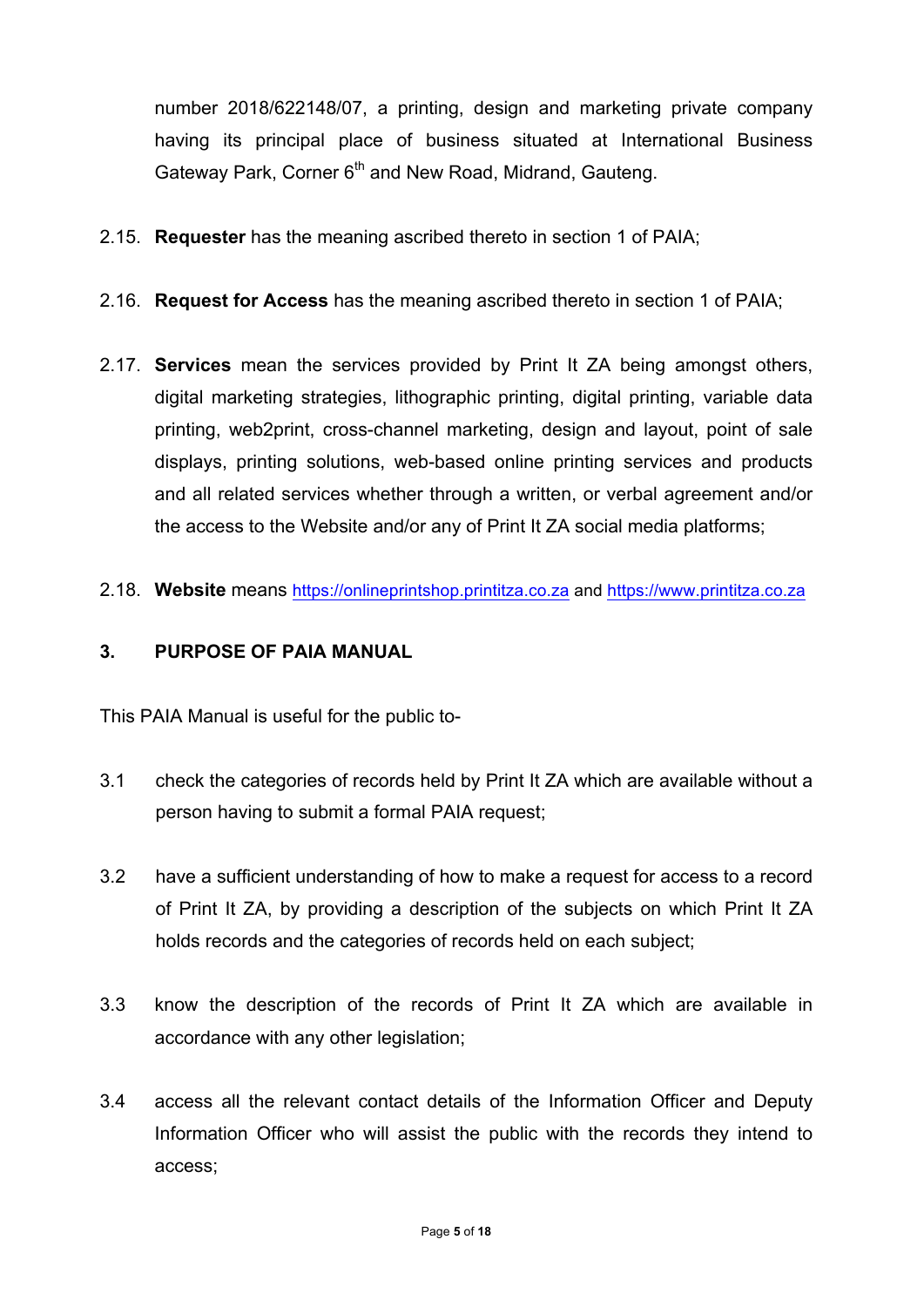number 2018/622148/07, a printing, design and marketing private company having its principal place of business situated at International Business Gateway Park, Corner 6th and New Road, Midrand, Gauteng.

2.15. **Requester** has the meaning ascribed thereto in section 1 of PAIA;

2.16. **Request for Access** has the meaning ascribed thereto in section 1 of PAIA;

2.17. **Services** mean the services provided by Print It ZA being amongst others, digital marketing strategies, lithographic printing, digital printing, variable data printing, web2print, cross-channel marketing, design and layout, point of sale displays, printing solutions, web-based online printing services and products and all related services whether through a written, or verbal agreement and/or the access to the Website and/or any of Print It ZA social media platforms;

2.18. **Website** means https://onlineprintshop.printitza.co.za and https://www.printitza.co.za

## 3. PURPOSE OF PAIA MANUAL

This PAIA Manual is useful for the public to-

3.1 check the categories of records held by Print It ZA which are available without a person having to submit a formal PAIA request;

3.2 have a sufficient understanding of how to make a request for access to a record of Print It ZA, by providing a description of the subjects on which Print It ZA holds records and the categories of records held on each subject;

3.3 know the description of the records of Print It ZA which are available in accordance with any other legislation;

3.4 access all the relevant contact details of the Information Officer and Deputy Information Officer who will assist the public with the records they intend to access;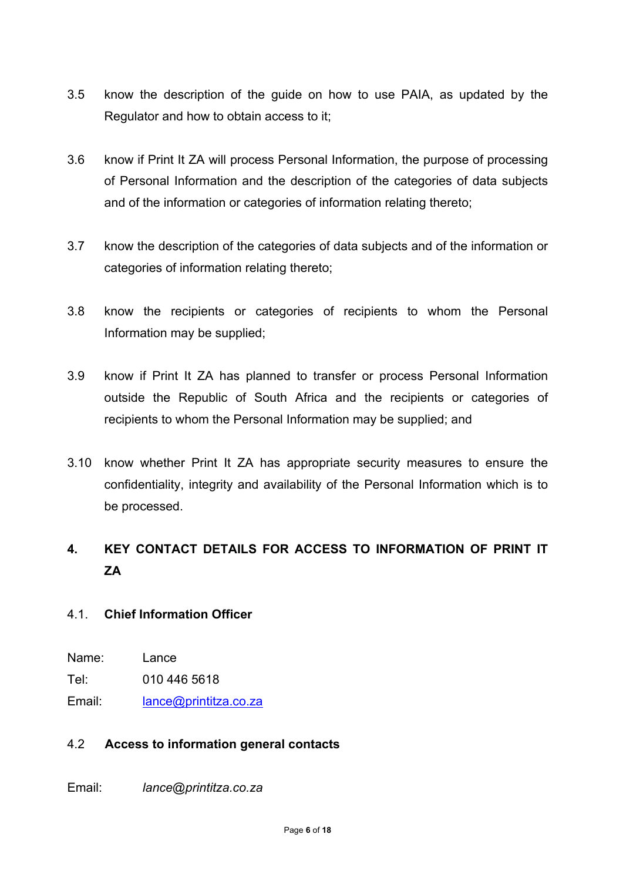3.5 know the description of the guide on how to use PAIA, as updated by the Regulator and how to obtain access to it;

3.6 know if Print It ZA will process Personal Information, the purpose of processing of Personal Information and the description of the categories of data subjects and of the information or categories of information relating thereto;

3.7 know the description of the categories of data subjects and of the information or categories of information relating thereto;

3.8 know the recipients or categories of recipients to whom the Personal Information may be supplied;

3.9 know if Print It ZA has planned to transfer or process Personal Information outside the Republic of South Africa and the recipients or categories of recipients to whom the Personal Information may be supplied; and

3.10 know whether Print It ZA has appropriate security measures to ensure the confidentiality, integrity and availability of the Personal Information which is to be processed.

## 4. KEY CONTACT DETAILS FOR ACCESS TO INFORMATION OF PRINT IT ZA

### 4.1. Chief Information Officer

Name: Lance
Tel: 010 446 5618
Email: lance@printitza.co.za

### 4.2 Access to information general contacts

Email: *lance@printitza.co.za*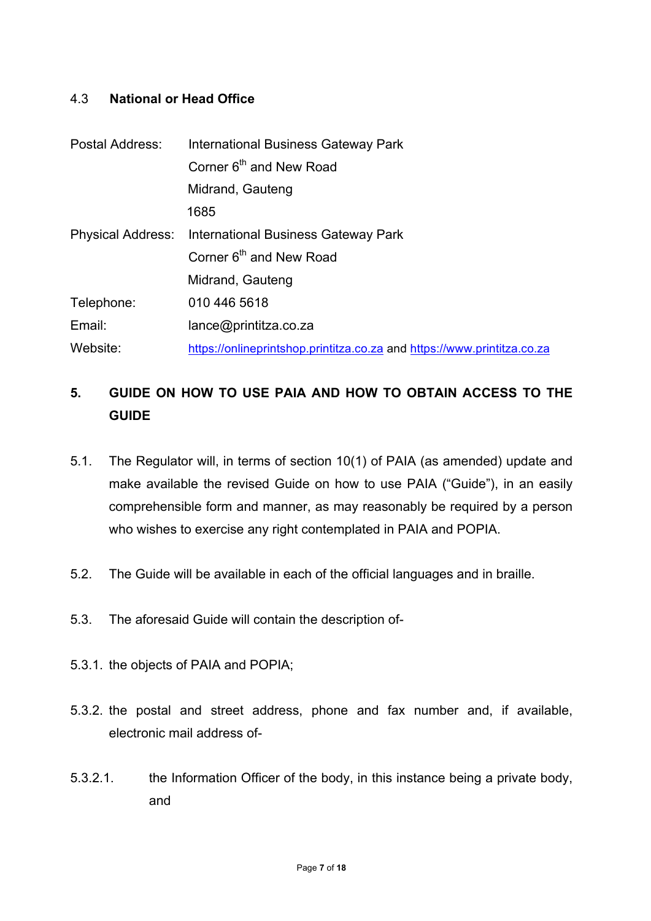### 4.3 National or Head Office

| | |
|---|---|
| Postal Address: | International Business Gateway Park<br>Corner 6th and New Road<br>Midrand, Gauteng<br>1685 |
| Physical Address: | International Business Gateway Park<br>Corner 6th and New Road<br>Midrand, Gauteng |
| Telephone: | 010 446 5618 |
| Email: | lance@printitza.co.za |
| Website: | https://onlineprintshop.printitza.co.za and https://www.printitza.co.za |

## 5. GUIDE ON HOW TO USE PAIA AND HOW TO OBTAIN ACCESS TO THE GUIDE

5.1. The Regulator will, in terms of section 10(1) of PAIA (as amended) update and make available the revised Guide on how to use PAIA ("Guide"), in an easily comprehensible form and manner, as may reasonably be required by a person who wishes to exercise any right contemplated in PAIA and POPIA.

5.2. The Guide will be available in each of the official languages and in braille.

5.3. The aforesaid Guide will contain the description of-

5.3.1. the objects of PAIA and POPIA;

5.3.2. the postal and street address, phone and fax number and, if available, electronic mail address of-

5.3.2.1. the Information Officer of the body, in this instance being a private body, and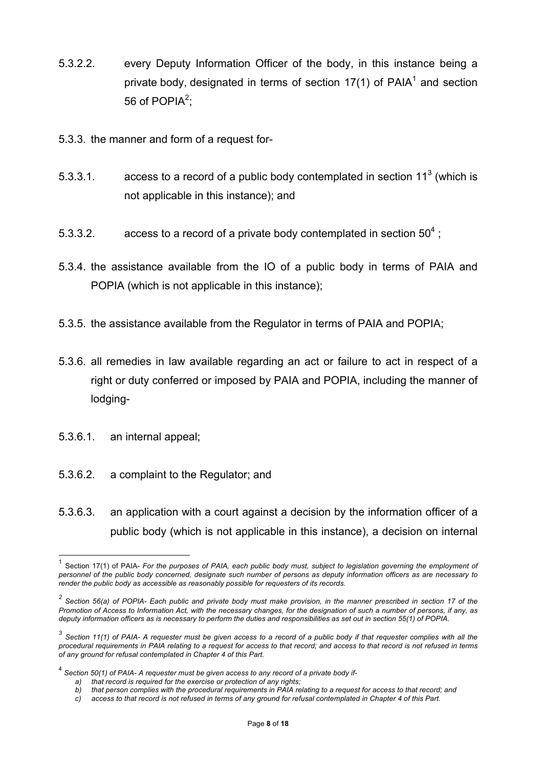5.3.2.2. every Deputy Information Officer of the body, in this instance being a private body, designated in terms of section 17(1) of PAIA[1] and section 56 of POPIA[2];

5.3.3. the manner and form of a request for-

5.3.3.1. access to a record of a public body contemplated in section 11[3] (which is not applicable in this instance); and

5.3.3.2. access to a record of a private body contemplated in section 50[4] ;

5.3.4. the assistance available from the IO of a public body in terms of PAIA and POPIA (which is not applicable in this instance);

5.3.5. the assistance available from the Regulator in terms of PAIA and POPIA;

5.3.6. all remedies in law available regarding an act or failure to act in respect of a right or duty conferred or imposed by PAIA and POPIA, including the manner of lodging-

5.3.6.1. an internal appeal;

5.3.6.2. a complaint to the Regulator; and

5.3.6.3. an application with a court against a decision by the information officer of a public body (which is not applicable in this instance), a decision on internal

---

[1] Section 17(1) of PAIA- *For the purposes of PAIA, each public body must, subject to legislation governing the employment of personnel of the public body concerned, designate such number of persons as deputy information officers as are necessary to render the public body as accessible as reasonably possible for requesters of its records.*

[2] *Section 56(a) of POPIA- Each public and private body must make provision, in the manner prescribed in section 17 of the Promotion of Access to Information Act, with the necessary changes, for the designation of such a number of persons, if any, as deputy information officers as is necessary to perform the duties and responsibilities as set out in section 55(1) of POPIA.*

[3] *Section 11(1) of PAIA- A requester must be given access to a record of a public body if that requester complies with all the procedural requirements in PAIA relating to a request for access to that record; and access to that record is not refused in terms of any ground for refusal contemplated in Chapter 4 of this Part.*

[4] *Section 50(1) of PAIA- A requester must be given access to any record of a private body if-*

*a) that record is required for the exercise or protection of any rights;*
*b) that person complies with the procedural requirements in PAIA relating to a request for access to that record; and*
*c) access to that record is not refused in terms of any ground for refusal contemplated in Chapter 4 of this Part.*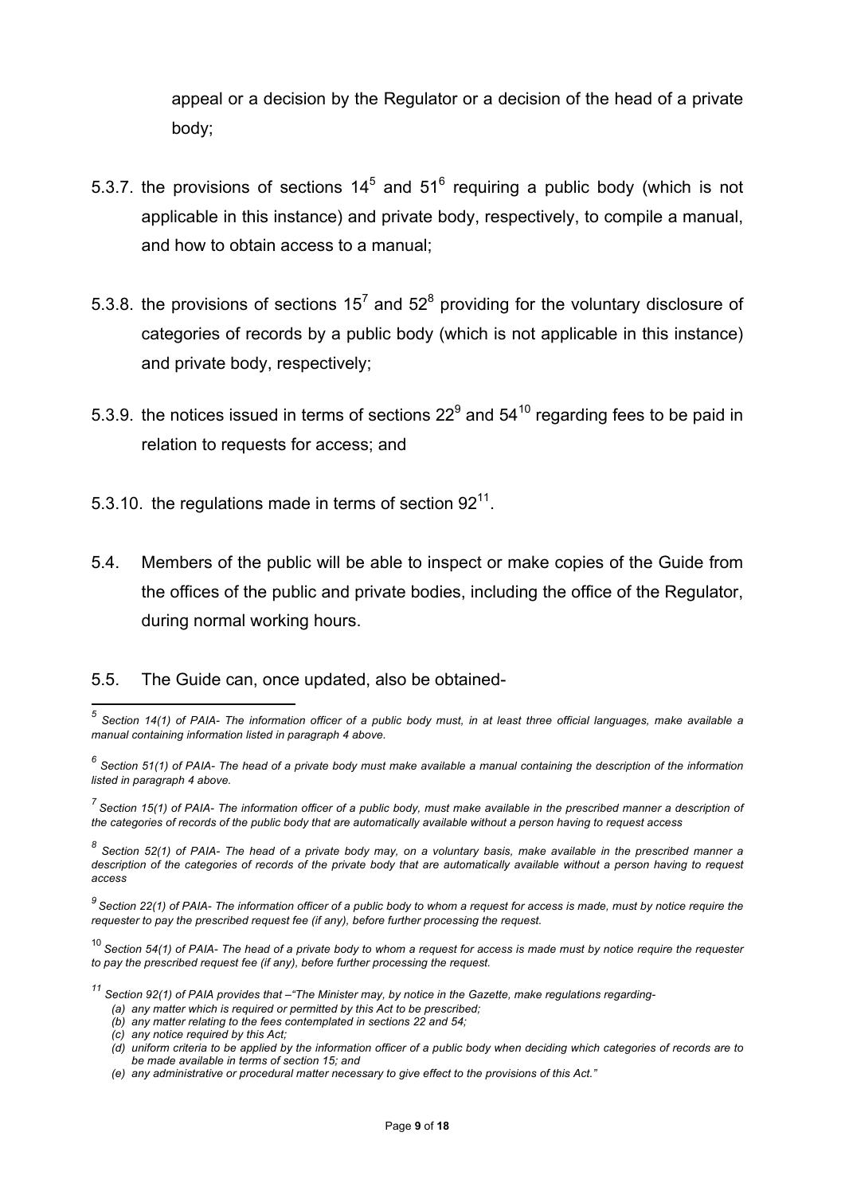appeal or a decision by the Regulator or a decision of the head of a private body;

5.3.7. the provisions of sections 14[5] and 51[6] requiring a public body (which is not applicable in this instance) and private body, respectively, to compile a manual, and how to obtain access to a manual;

5.3.8. the provisions of sections 15[7] and 52[8] providing for the voluntary disclosure of categories of records by a public body (which is not applicable in this instance) and private body, respectively;

5.3.9. the notices issued in terms of sections 22[9] and 54[10] regarding fees to be paid in relation to requests for access; and

5.3.10. the regulations made in terms of section 92[11].

5.4. Members of the public will be able to inspect or make copies of the Guide from the offices of the public and private bodies, including the office of the Regulator, during normal working hours.

5.5. The Guide can, once updated, also be obtained-

---

[5] *Section 14(1) of PAIA- The information officer of a public body must, in at least three official languages, make available a manual containing information listed in paragraph 4 above.*

[6] *Section 51(1) of PAIA- The head of a private body must make available a manual containing the description of the information listed in paragraph 4 above.*

[7] *Section 15(1) of PAIA- The information officer of a public body, must make available in the prescribed manner a description of the categories of records of the public body that are automatically available without a person having to request access*

[8] *Section 52(1) of PAIA- The head of a private body may, on a voluntary basis, make available in the prescribed manner a description of the categories of records of the private body that are automatically available without a person having to request access*

[9] *Section 22(1) of PAIA- The information officer of a public body to whom a request for access is made, must by notice require the requester to pay the prescribed request fee (if any), before further processing the request.*

[10] *Section 54(1) of PAIA- The head of a private body to whom a request for access is made must by notice require the requester to pay the prescribed request fee (if any), before further processing the request.*

[11] *Section 92(1) of PAIA provides that –"The Minister may, by notice in the Gazette, make regulations regarding-*

*(a) any matter which is required or permitted by this Act to be prescribed;*
*(b) any matter relating to the fees contemplated in sections 22 and 54;*
*(c) any notice required by this Act;*
*(d) uniform criteria to be applied by the information officer of a public body when deciding which categories of records are to be made available in terms of section 15; and*
*(e) any administrative or procedural matter necessary to give effect to the provisions of this Act."*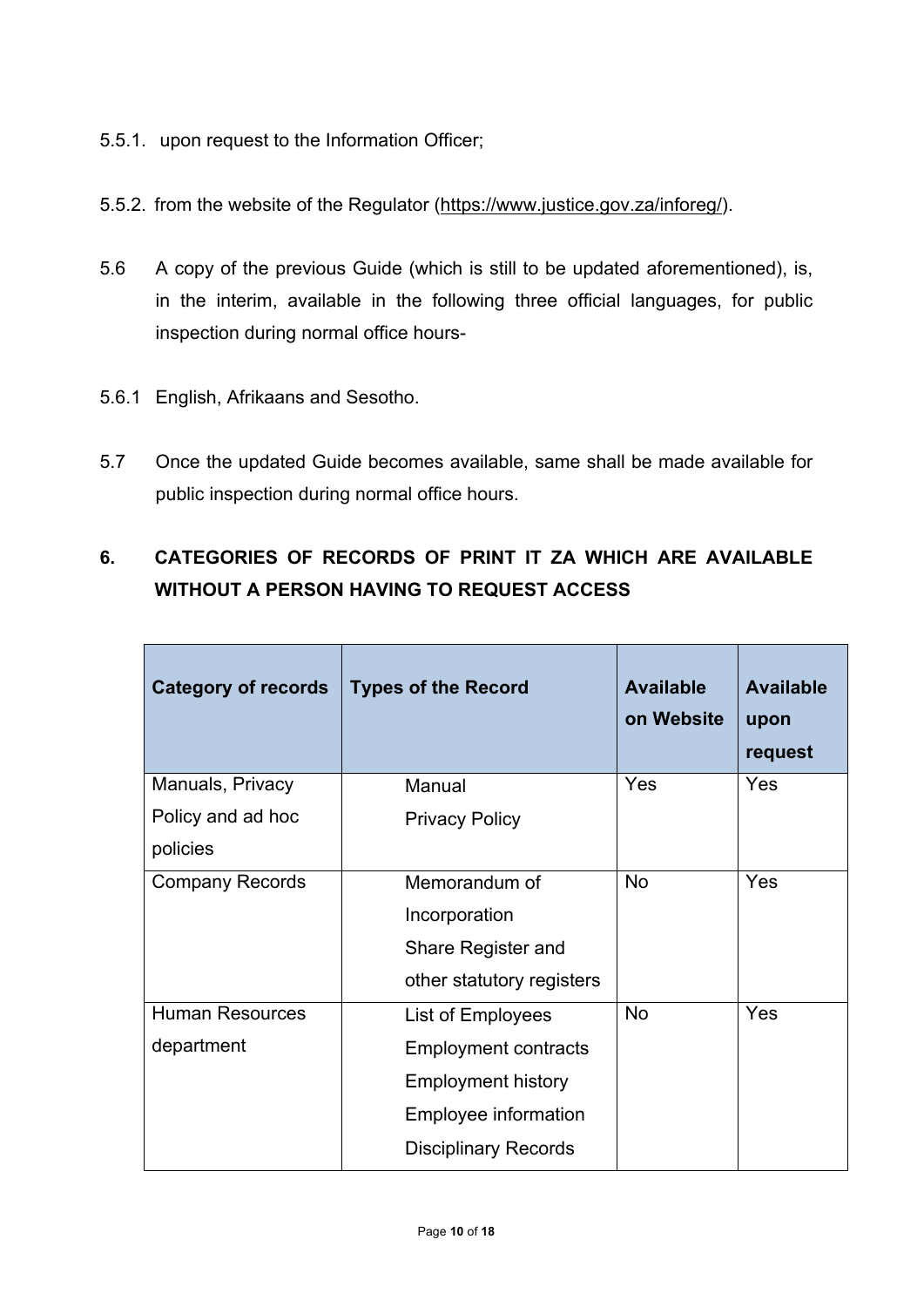5.5.1. upon request to the Information Officer;

5.5.2. from the website of the Regulator (https://www.justice.gov.za/inforeg/).

5.6 A copy of the previous Guide (which is still to be updated aforementioned), is, in the interim, available in the following three official languages, for public inspection during normal office hours-

5.6.1 English, Afrikaans and Sesotho.

5.7 Once the updated Guide becomes available, same shall be made available for public inspection during normal office hours.

## 6. CATEGORIES OF RECORDS OF PRINT IT ZA WHICH ARE AVAILABLE WITHOUT A PERSON HAVING TO REQUEST ACCESS

| Category of records | Types of the Record | Available on Website | Available upon request |
|---|---|---|---|
| Manuals, Privacy Policy and ad hoc policies | Manual<br>Privacy Policy | Yes | Yes |
| Company Records | Memorandum of Incorporation<br>Share Register and other statutory registers | No | Yes |
| Human Resources department | List of Employees<br>Employment contracts<br>Employment history<br>Employee information<br>Disciplinary Records | No | Yes |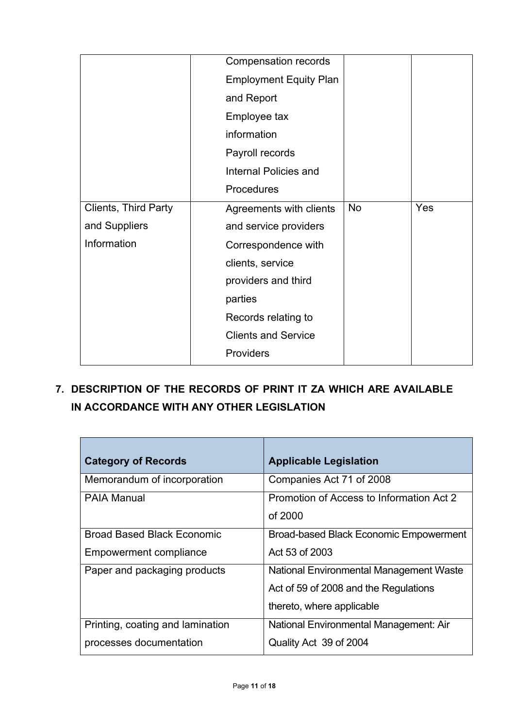| | | | |
|---|---|---|---|
| | Compensation records<br>Employment Equity Plan and Report<br>Employee tax information<br>Payroll records<br>Internal Policies and Procedures | | |
| Clients, Third Party and Suppliers Information | Agreements with clients and service providers<br>Correspondence with clients, service providers and third parties<br>Records relating to Clients and Service Providers | No | Yes |

## 7. DESCRIPTION OF THE RECORDS OF PRINT IT ZA WHICH ARE AVAILABLE IN ACCORDANCE WITH ANY OTHER LEGISLATION

| Category of Records | Applicable Legislation |
|---|---|
| Memorandum of incorporation | Companies Act 71 of 2008 |
| PAIA Manual | Promotion of Access to Information Act 2 of 2000 |
| Broad Based Black Economic Empowerment compliance | Broad-based Black Economic Empowerment Act 53 of 2003 |
| Paper and packaging products | National Environmental Management Waste Act of 59 of 2008 and the Regulations thereto, where applicable |
| Printing, coating and lamination processes documentation | National Environmental Management: Air Quality Act 39 of 2004 |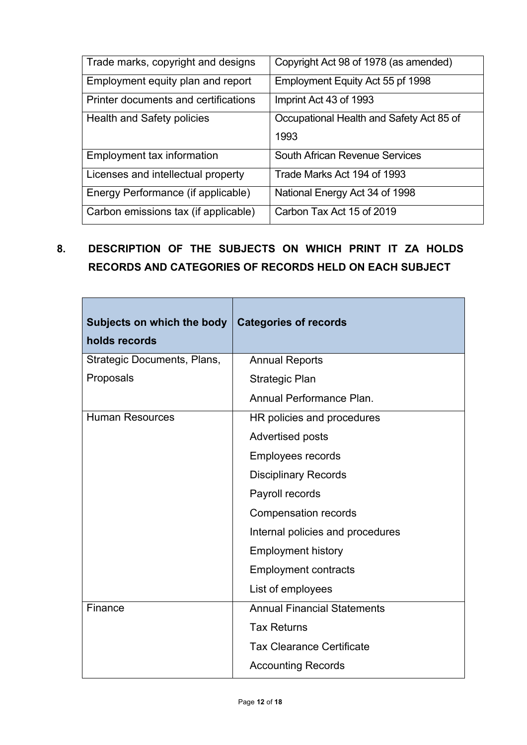| Trade marks, copyright and designs | Copyright Act 98 of 1978 (as amended) |
| --- | --- |
| Employment equity plan and report | Employment Equity Act 55 pf 1998 |
| Printer documents and certifications | Imprint Act 43 of 1993 |
| Health and Safety policies | Occupational Health and Safety Act 85 of 1993 |
| Employment tax information | South African Revenue Services |
| Licenses and intellectual property | Trade Marks Act 194 of 1993 |
| Energy Performance (if applicable) | National Energy Act 34 of 1998 |
| Carbon emissions tax (if applicable) | Carbon Tax Act 15 of 2019 |

## 8. DESCRIPTION OF THE SUBJECTS ON WHICH PRINT IT ZA HOLDS RECORDS AND CATEGORIES OF RECORDS HELD ON EACH SUBJECT

| **Subjects on which the body holds records** | **Categories of records** |
| --- | --- |
| Strategic Documents, Plans, Proposals | Annual Reports<br>Strategic Plan<br>Annual Performance Plan. |
| Human Resources | HR policies and procedures<br>Advertised posts<br>Employees records<br>Disciplinary Records<br>Payroll records<br>Compensation records<br>Internal policies and procedures<br>Employment history<br>Employment contracts<br>List of employees |
| Finance | Annual Financial Statements<br>Tax Returns<br>Tax Clearance Certificate<br>Accounting Records |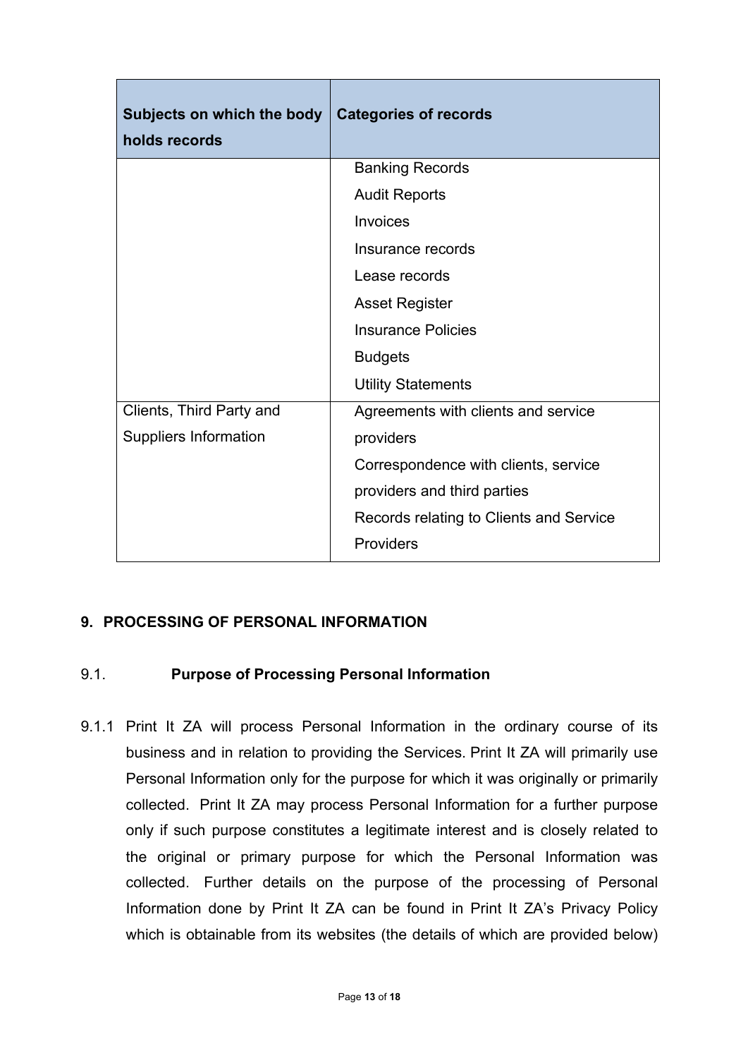| Subjects on which the body holds records | Categories of records |
| --- | --- |
| | Banking Records<br>Audit Reports<br>Invoices<br>Insurance records<br>Lease records<br>Asset Register<br>Insurance Policies<br>Budgets<br>Utility Statements |
| Clients, Third Party and Suppliers Information | Agreements with clients and service providers<br>Correspondence with clients, service providers and third parties<br>Records relating to Clients and Service Providers |

## 9. PROCESSING OF PERSONAL INFORMATION

### 9.1. Purpose of Processing Personal Information

9.1.1 Print It ZA will process Personal Information in the ordinary course of its business and in relation to providing the Services. Print It ZA will primarily use Personal Information only for the purpose for which it was originally or primarily collected. Print It ZA may process Personal Information for a further purpose only if such purpose constitutes a legitimate interest and is closely related to the original or primary purpose for which the Personal Information was collected. Further details on the purpose of the processing of Personal Information done by Print It ZA can be found in Print It ZA's Privacy Policy which is obtainable from its websites (the details of which are provided below)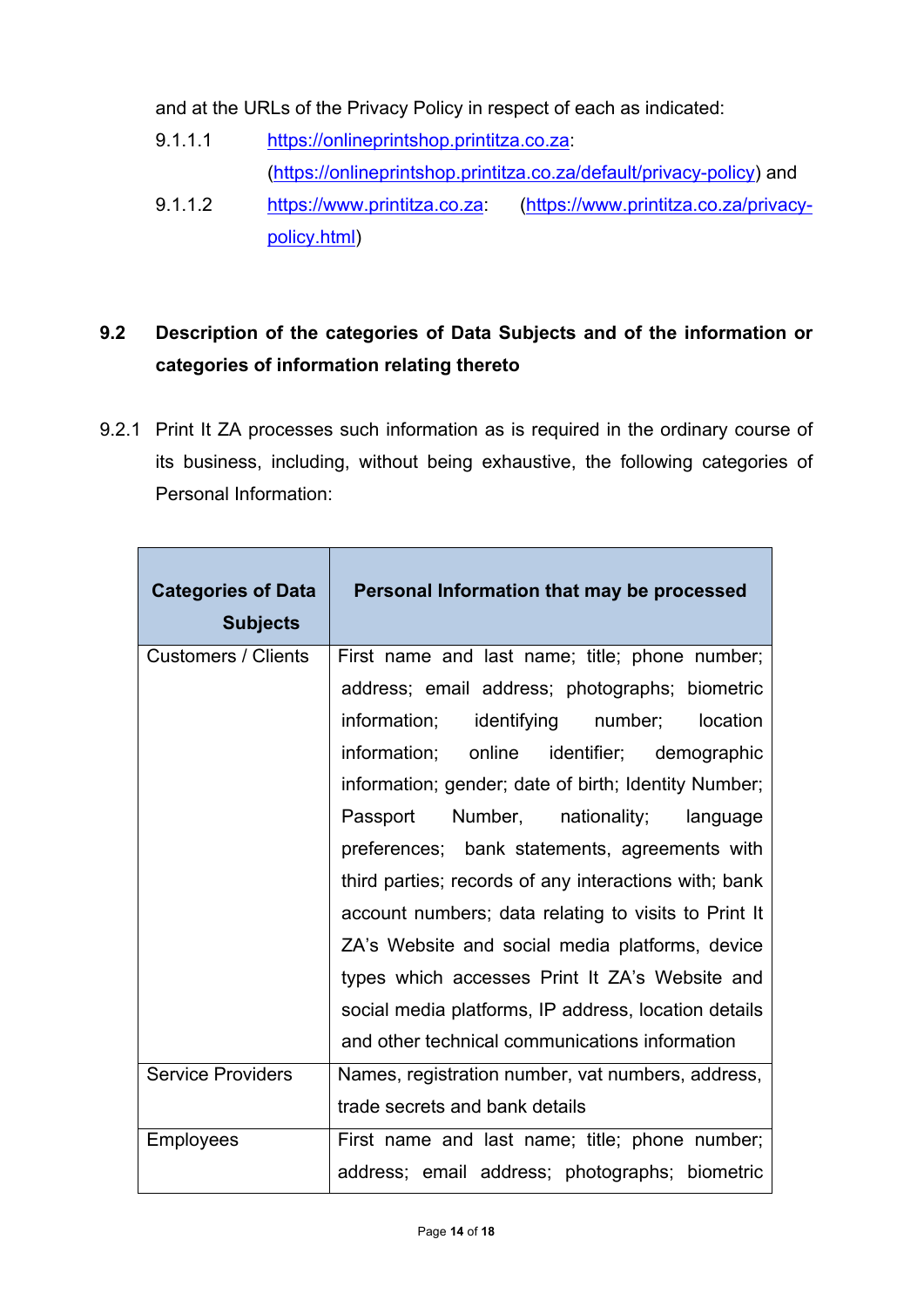and at the URLs of the Privacy Policy in respect of each as indicated:

9.1.1.1 [https://onlineprintshop.printitza.co.za](https://onlineprintshop.printitza.co.za): ([https://onlineprintshop.printitza.co.za/default/privacy-policy](https://onlineprintshop.printitza.co.za/default/privacy-policy)) and

9.1.1.2 [https://www.printitza.co.za](https://www.printitza.co.za): ([https://www.printitza.co.za/privacy-policy.html](https://www.printitza.co.za/privacy-policy.html))

## 9.2 Description of the categories of Data Subjects and of the information or categories of information relating thereto

9.2.1 Print It ZA processes such information as is required in the ordinary course of its business, including, without being exhaustive, the following categories of Personal Information:

| Categories of Data Subjects | Personal Information that may be processed |
|---|---|
| Customers / Clients | First name and last name; title; phone number; address; email address; photographs; biometric information; identifying number; location information; online identifier; demographic information; gender; date of birth; Identity Number; Passport Number, nationality; language preferences; bank statements, agreements with third parties; records of any interactions with; bank account numbers; data relating to visits to Print It ZA's Website and social media platforms, device types which accesses Print It ZA's Website and social media platforms, IP address, location details and other technical communications information |
| Service Providers | Names, registration number, vat numbers, address, trade secrets and bank details |
| Employees | First name and last name; title; phone number; address; email address; photographs; biometric |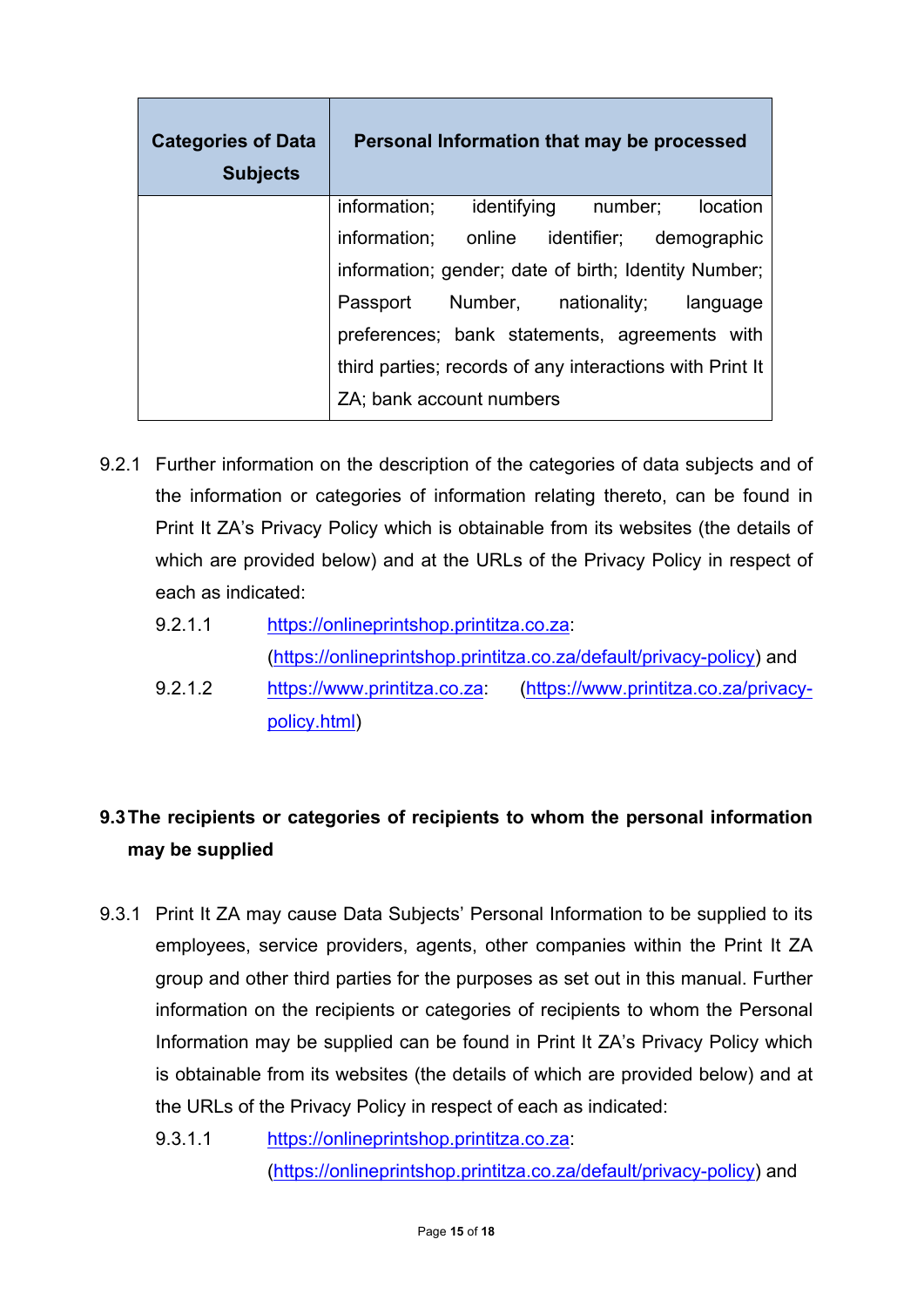| Categories of Data Subjects | Personal Information that may be processed |
| --- | --- |
| | information; identifying number; location information; online identifier; demographic information; gender; date of birth; Identity Number; Passport Number, nationality; language preferences; bank statements, agreements with third parties; records of any interactions with Print It ZA; bank account numbers |

9.2.1 Further information on the description of the categories of data subjects and of the information or categories of information relating thereto, can be found in Print It ZA's Privacy Policy which is obtainable from its websites (the details of which are provided below) and at the URLs of the Privacy Policy in respect of each as indicated:

9.2.1.1 https://onlineprintshop.printitza.co.za: (https://onlineprintshop.printitza.co.za/default/privacy-policy) and

9.2.1.2 https://www.printitza.co.za: (https://www.printitza.co.za/privacy-policy.html)

## 9.3 The recipients or categories of recipients to whom the personal information may be supplied

9.3.1 Print It ZA may cause Data Subjects' Personal Information to be supplied to its employees, service providers, agents, other companies within the Print It ZA group and other third parties for the purposes as set out in this manual. Further information on the recipients or categories of recipients to whom the Personal Information may be supplied can be found in Print It ZA's Privacy Policy which is obtainable from its websites (the details of which are provided below) and at the URLs of the Privacy Policy in respect of each as indicated:

9.3.1.1 https://onlineprintshop.printitza.co.za: (https://onlineprintshop.printitza.co.za/default/privacy-policy) and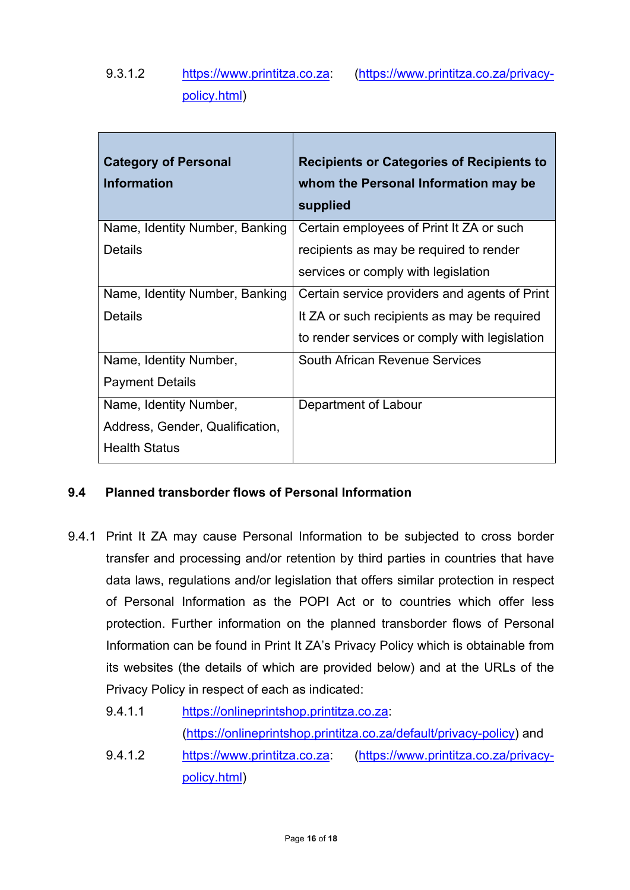9.3.1.2 https://www.printitza.co.za: (https://www.printitza.co.za/privacy-policy.html)

| Category of Personal Information | Recipients or Categories of Recipients to whom the Personal Information may be supplied |
|---|---|
| Name, Identity Number, Banking Details | Certain employees of Print It ZA or such recipients as may be required to render services or comply with legislation |
| Name, Identity Number, Banking Details | Certain service providers and agents of Print It ZA or such recipients as may be required to render services or comply with legislation |
| Name, Identity Number, Payment Details | South African Revenue Services |
| Name, Identity Number, Address, Gender, Qualification, Health Status | Department of Labour |

### 9.4 Planned transborder flows of Personal Information

9.4.1 Print It ZA may cause Personal Information to be subjected to cross border transfer and processing and/or retention by third parties in countries that have data laws, regulations and/or legislation that offers similar protection in respect of Personal Information as the POPI Act or to countries which offer less protection. Further information on the planned transborder flows of Personal Information can be found in Print It ZA's Privacy Policy which is obtainable from its websites (the details of which are provided below) and at the URLs of the Privacy Policy in respect of each as indicated:

9.4.1.1 https://onlineprintshop.printitza.co.za: (https://onlineprintshop.printitza.co.za/default/privacy-policy) and

9.4.1.2 https://www.printitza.co.za: (https://www.printitza.co.za/privacy-policy.html)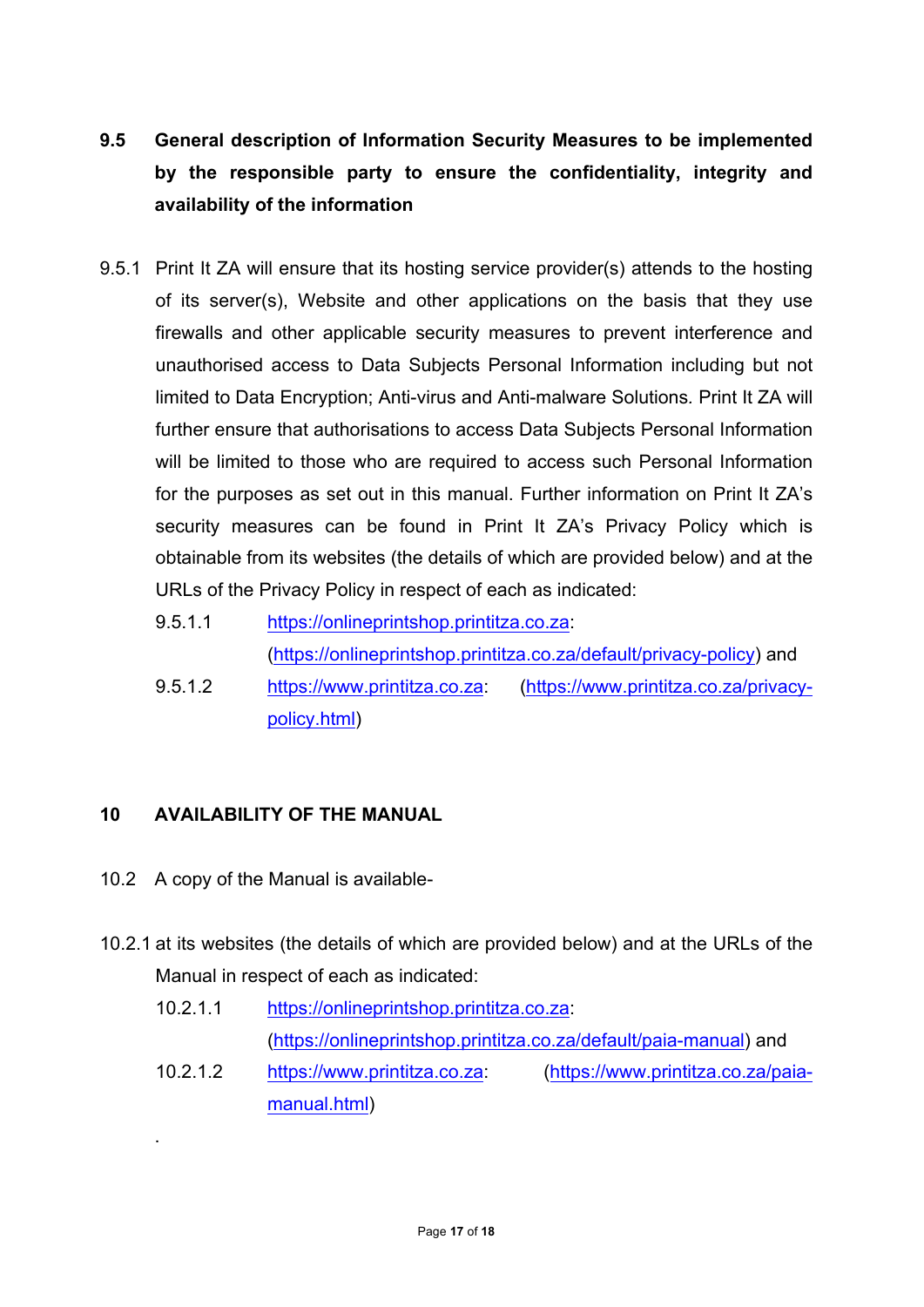**9.5 General description of Information Security Measures to be implemented by the responsible party to ensure the confidentiality, integrity and availability of the information**

9.5.1 Print It ZA will ensure that its hosting service provider(s) attends to the hosting of its server(s), Website and other applications on the basis that they use firewalls and other applicable security measures to prevent interference and unauthorised access to Data Subjects Personal Information including but not limited to Data Encryption; Anti-virus and Anti-malware Solutions. Print It ZA will further ensure that authorisations to access Data Subjects Personal Information will be limited to those who are required to access such Personal Information for the purposes as set out in this manual. Further information on Print It ZA's security measures can be found in Print It ZA's Privacy Policy which is obtainable from its websites (the details of which are provided below) and at the URLs of the Privacy Policy in respect of each as indicated:

9.5.1.1 https://onlineprintshop.printitza.co.za: (https://onlineprintshop.printitza.co.za/default/privacy-policy) and

9.5.1.2 https://www.printitza.co.za: (https://www.printitza.co.za/privacy-policy.html)

**10 AVAILABILITY OF THE MANUAL**

10.2 A copy of the Manual is available-

10.2.1 at its websites (the details of which are provided below) and at the URLs of the Manual in respect of each as indicated:

10.2.1.1 https://onlineprintshop.printitza.co.za: (https://onlineprintshop.printitza.co.za/default/paia-manual) and

10.2.1.2 https://www.printitza.co.za: (https://www.printitza.co.za/paia-manual.html)

.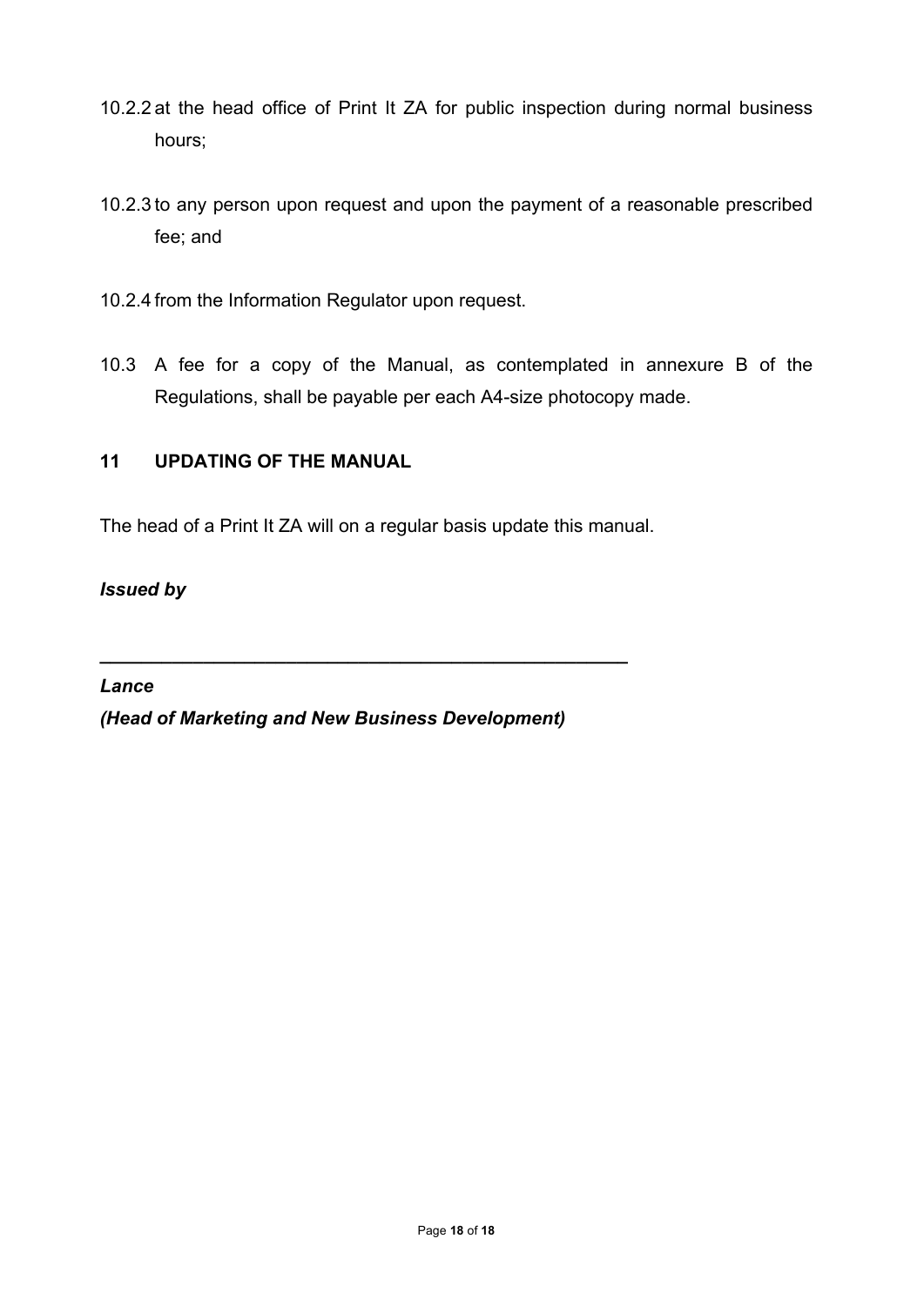10.2.2 at the head office of Print It ZA for public inspection during normal business hours;

10.2.3 to any person upon request and upon the payment of a reasonable prescribed fee; and

10.2.4 from the Information Regulator upon request.

10.3 A fee for a copy of the Manual, as contemplated in annexure B of the Regulations, shall be payable per each A4-size photocopy made.

## 11 UPDATING OF THE MANUAL

The head of a Print It ZA will on a regular basis update this manual.

***Issued by***

______________________________________________

***Lance***

***(Head of Marketing and New Business Development)***